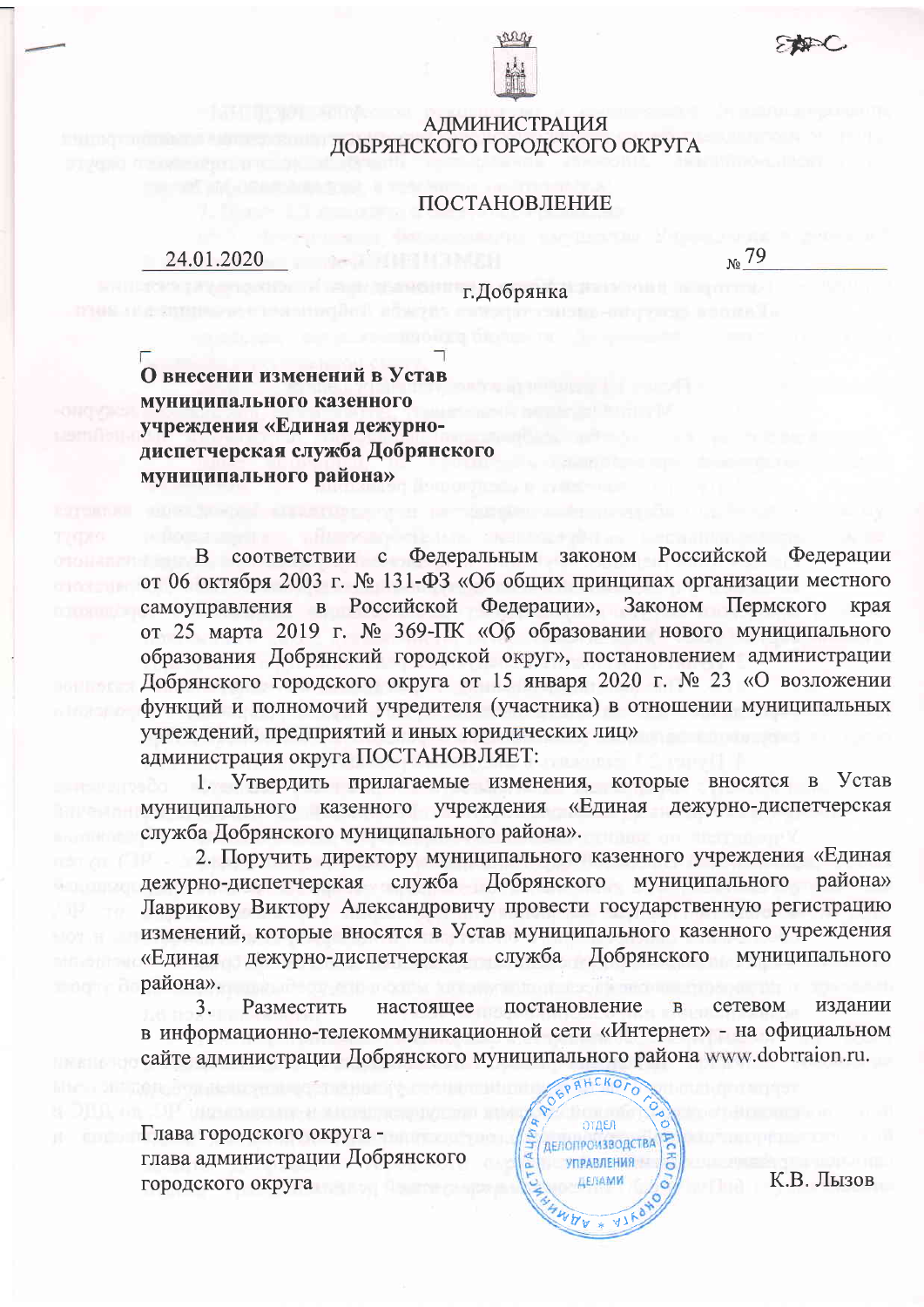# АДМИНИСТРАЦИЯ ДОБРЯНСКОГО ГОРОДСКОГО ОКРУГА

## ПОСТАНОВЛЕНИЕ

24.01.2020 № 79

г.Добрянка

**О внесении изменений в Устав муниципального казенного учреждения «Единая дежурно-диспетчерская служба Добрянского муниципального района»**

В соответствии с Федеральным законом Российской Федерации от 06 октября 2003 г. № 131-ФЗ «Об общих принципах организации местного самоуправления в Российской Федерации», Законом Пермского края от 25 марта 2019 г. № 369-ПК «Об образовании нового муниципального образования Добрянский городской округ», постановлением администрации Добрянского городского округа от 15 января 2020 г. № 23 «О возложении функций и полномочий учредителя (участника) в отношении муниципальных учреждений, предприятий и иных юридических лиц»
администрация округа ПОСТАНОВЛЯЕТ:

1. Утвердить прилагаемые изменения, которые вносятся в Устав муниципального казенного учреждения «Единая дежурно-диспетчерская служба Добрянского муниципального района».
2. Поручить директору муниципального казенного учреждения «Единая дежурно-диспетчерская служба Добрянского муниципального района» Лаврикову Виктору Александровичу провести государственную регистрацию изменений, которые вносятся в Устав муниципального казенного учреждения «Единая дежурно-диспетчерская служба Добрянского муниципального района».
3. Разместить настоящее постановление в сетевом издании в информационно-телекоммуникационной сети «Интернет» - на официальном сайте администрации Добрянского муниципального района www.dobrraion.ru.

Глава городского округа -
глава администрации Добрянского
городского округа К.В. Лызов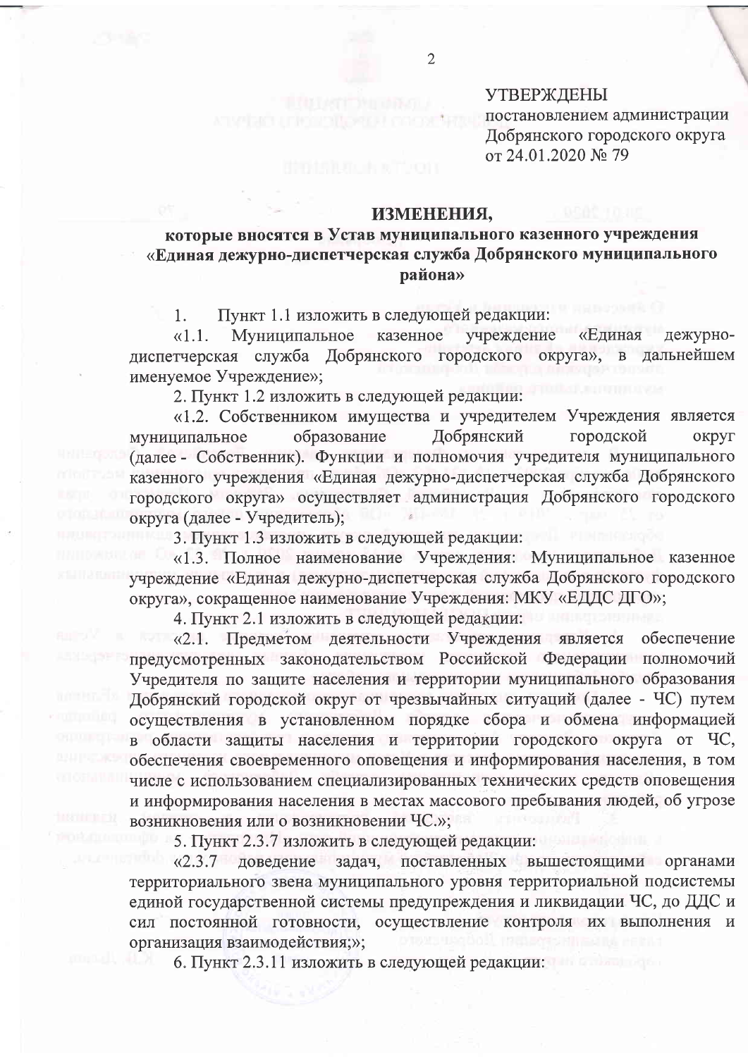УТВЕРЖДЕНЫ
постановлением администрации
Добрянского городского округа
от 24.01.2020 № 79

**ИЗМЕНЕНИЯ,**
**которые вносятся в Устав муниципального казенного учреждения «Единая дежурно-диспетчерская служба Добрянского муниципального района»**

1. Пункт 1.1 изложить в следующей редакции:

«1.1. Муниципальное казенное учреждение «Единая дежурно-диспетчерская служба Добрянского городского округа», в дальнейшем именуемое Учреждение»;

2. Пункт 1.2 изложить в следующей редакции:

«1.2. Собственником имущества и учредителем Учреждения является муниципальное образование Добрянский городской округ (далее - Собственник). Функции и полномочия учредителя муниципального казенного учреждения «Единая дежурно-диспетчерская служба Добрянского городского округа» осуществляет администрация Добрянского городского округа (далее - Учредитель);

3. Пункт 1.3 изложить в следующей редакции:

«1.3. Полное наименование Учреждения: Муниципальное казенное учреждение «Единая дежурно-диспетчерская служба Добрянского городского округа», сокращенное наименование Учреждения: МКУ «ЕДДС ДГО»;

4. Пункт 2.1 изложить в следующей редакции:

«2.1. Предметом деятельности Учреждения является обеспечение предусмотренных законодательством Российской Федерации полномочий Учредителя по защите населения и территории муниципального образования Добрянский городской округ от чрезвычайных ситуаций (далее - ЧС) путем осуществления в установленном порядке сбора и обмена информацией в области защиты населения и территории городского округа от ЧС, обеспечения своевременного оповещения и информирования населения, в том числе с использованием специализированных технических средств оповещения и информирования населения в местах массового пребывания людей, об угрозе возникновения или о возникновении ЧС.»;

5. Пункт 2.3.7 изложить в следующей редакции:

«2.3.7 доведение задач, поставленных вышестоящими органами территориального звена муниципального уровня территориальной подсистемы единой государственной системы предупреждения и ликвидации ЧС, до ДДС и сил постоянной готовности, осуществление контроля их выполнения и организация взаимодействия;»;

6. Пункт 2.3.11 изложить в следующей редакции: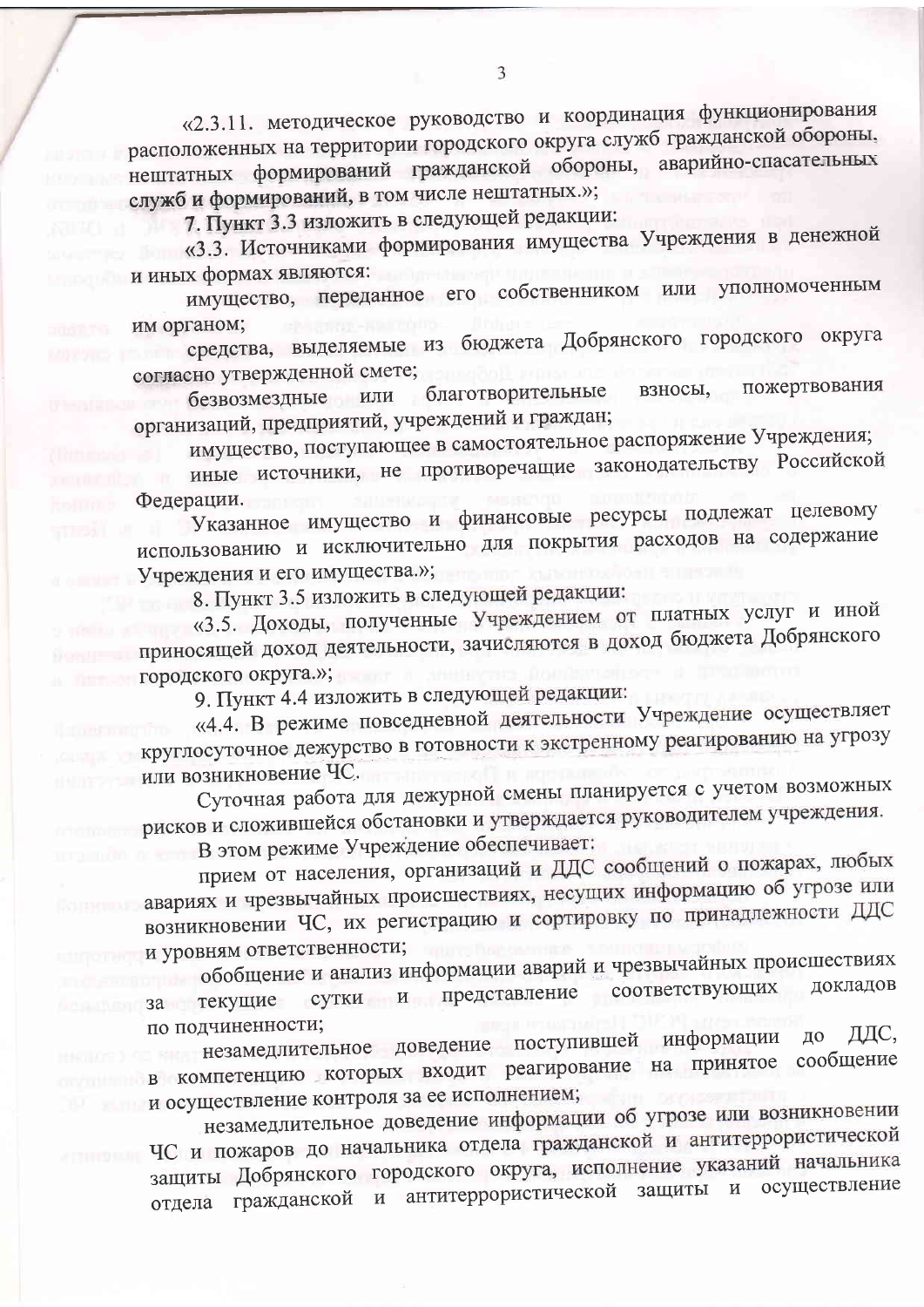«2.3.11. методическое руководство и координация функционирования расположенных на территории городского округа служб гражданской обороны, нештатных формирований гражданской обороны, аварийно-спасательных служб и формирований, в том числе нештатных.»;

7. Пункт 3.3 изложить в следующей редакции:

«3.3. Источниками формирования имущества Учреждения в денежной и иных формах являются:

имущество, переданное его собственником или уполномоченным им органом;

средства, выделяемые из бюджета Добрянского городского округа согласно утвержденной смете;

безвозмездные или благотворительные взносы, пожертвования организаций, предприятий, учреждений и граждан;

имущество, поступающее в самостоятельное распоряжение Учреждения;

иные источники, не противоречащие законодательству Российской Федерации.

Указанное имущество и финансовые ресурсы подлежат целевому использованию и исключительно для покрытия расходов на содержание Учреждения и его имущества.»;

8. Пункт 3.5 изложить в следующей редакции:

«3.5. Доходы, полученные Учреждением от платных услуг и иной приносящей доход деятельности, зачисляются в доход бюджета Добрянского городского округа.»;

9. Пункт 4.4 изложить в следующей редакции:

«4.4. В режиме повседневной деятельности Учреждение осуществляет круглосуточное дежурство в готовности к экстренному реагированию на угрозу или возникновение ЧС.

Суточная работа для дежурной смены планируется с учетом возможных рисков и сложившейся обстановки и утверждается руководителем учреждения.

В этом режиме Учреждение обеспечивает:

прием от населения, организаций и ДДС сообщений о пожарах, любых авариях и чрезвычайных происшествиях, несущих информацию об угрозе или возникновении ЧС, их регистрацию и сортировку по принадлежности ДДС и уровням ответственности;

обобщение и анализ информации аварий и чрезвычайных происшествиях за текущие сутки и представление соответствующих докладов по подчиненности;

незамедлительное доведение поступившей информации до ДДС, в компетенцию которых входит реагирование на принятое сообщение и осуществление контроля за ее исполнением;

незамедлительное доведение информации об угрозе или возникновении ЧС и пожаров до начальника отдела гражданской и антитеррористической защиты Добрянского городского округа, исполнение указаний начальника отдела гражданской и антитеррористической защиты и осуществление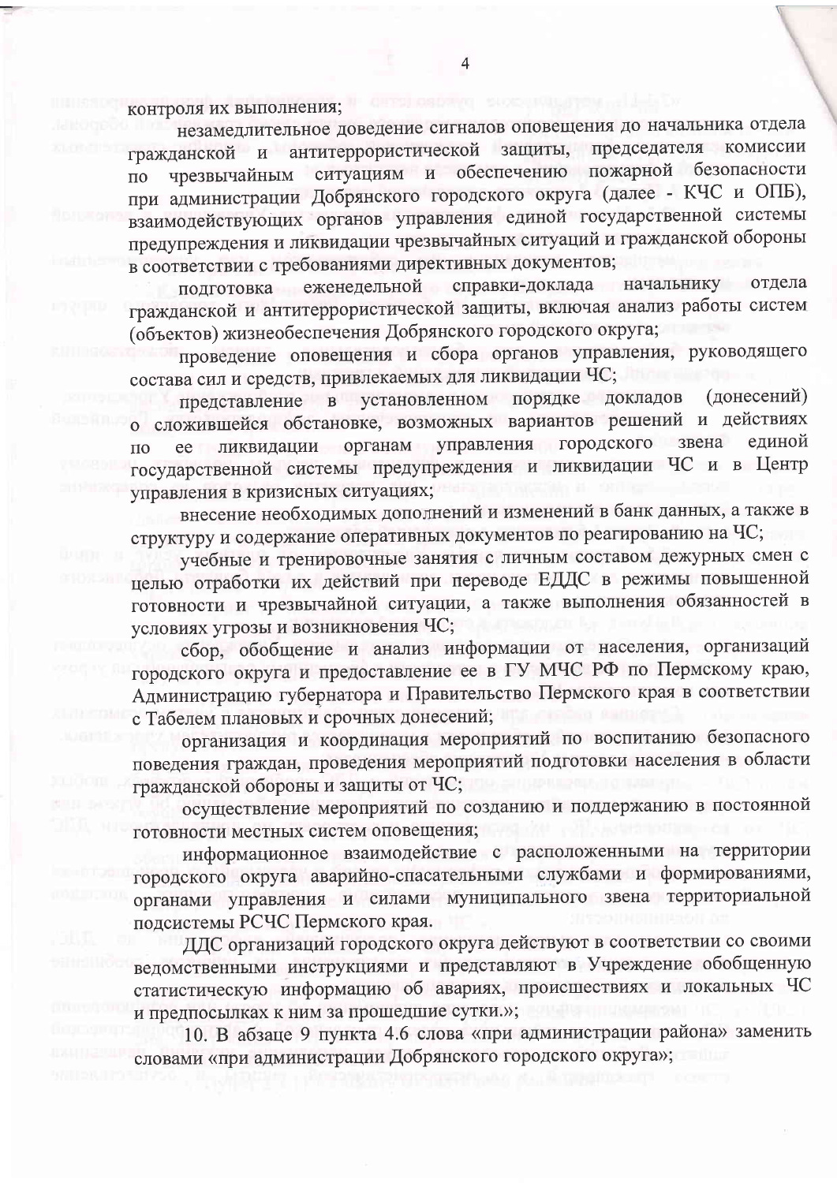контроля их выполнения;

незамедлительное доведение сигналов оповещения до начальника отдела гражданской и антитеррористической защиты, председателя комиссии по чрезвычайным ситуациям и обеспечению пожарной безопасности при администрации Добрянского городского округа (далее - КЧС и ОПБ), взаимодействующих органов управления единой государственной системы предупреждения и ликвидации чрезвычайных ситуаций и гражданской обороны в соответствии с требованиями директивных документов;

подготовка еженедельной справки-доклада начальнику отдела гражданской и антитеррористической защиты, включая анализ работы систем (объектов) жизнеобеспечения Добрянского городского округа;

проведение оповещения и сбора органов управления, руководящего состава сил и средств, привлекаемых для ликвидации ЧС;

представление в установленном порядке докладов (донесений) о сложившейся обстановке, возможных вариантов решений и действиях по ее ликвидации органам управления городского звена единой государственной системы предупреждения и ликвидации ЧС и в Центр управления в кризисных ситуациях;

внесение необходимых дополнений и изменений в банк данных, а также в структуру и содержание оперативных документов по реагированию на ЧС;

учебные и тренировочные занятия с личным составом дежурных смен с целью отработки их действий при переводе ЕДДС в режимы повышенной готовности и чрезвычайной ситуации, а также выполнения обязанностей в условиях угрозы и возникновения ЧС;

сбор, обобщение и анализ информации от населения, организаций городского округа и предоставление ее в ГУ МЧС РФ по Пермскому краю, Администрацию губернатора и Правительство Пермского края в соответствии с Табелем плановых и срочных донесений;

организация и координация мероприятий по воспитанию безопасного поведения граждан, проведения мероприятий подготовки населения в области гражданской обороны и защиты от ЧС;

осуществление мероприятий по созданию и поддержанию в постоянной готовности местных систем оповещения;

информационное взаимодействие с расположенными на территории городского округа аварийно-спасательными службами и формированиями, органами управления и силами муниципального звена территориальной подсистемы РСЧС Пермского края.

ДДС организаций городского округа действуют в соответствии со своими ведомственными инструкциями и представляют в Учреждение обобщенную статистическую информацию об авариях, происшествиях и локальных ЧС и предпосылках к ним за прошедшие сутки.»;

10. В абзаце 9 пункта 4.6 слова «при администрации района» заменить словами «при администрации Добрянского городского округа»;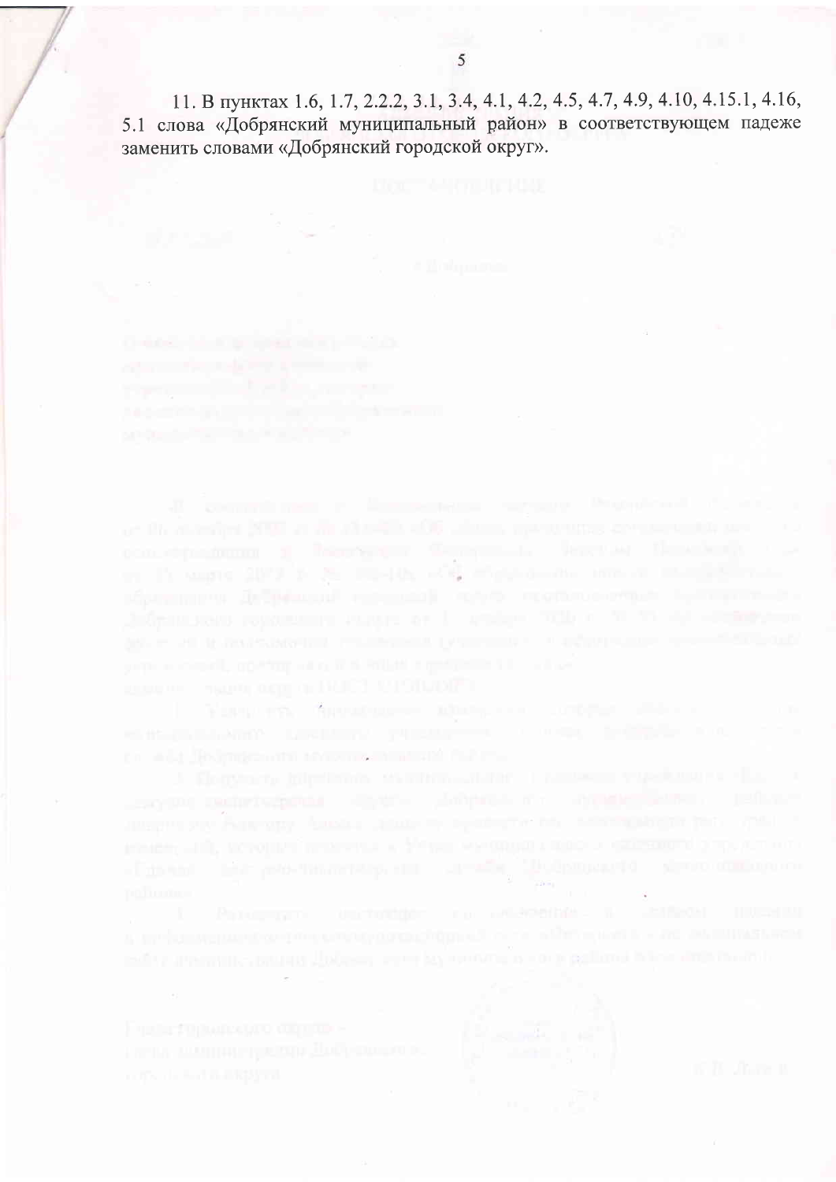11. В пунктах 1.6, 1.7, 2.2.2, 3.1, 3.4, 4.1, 4.2, 4.5, 4.7, 4.9, 4.10, 4.15.1, 4.16, 5.1 слова «Добрянский муниципальный район» в соответствующем падеже заменить словами «Добрянский городской округ».